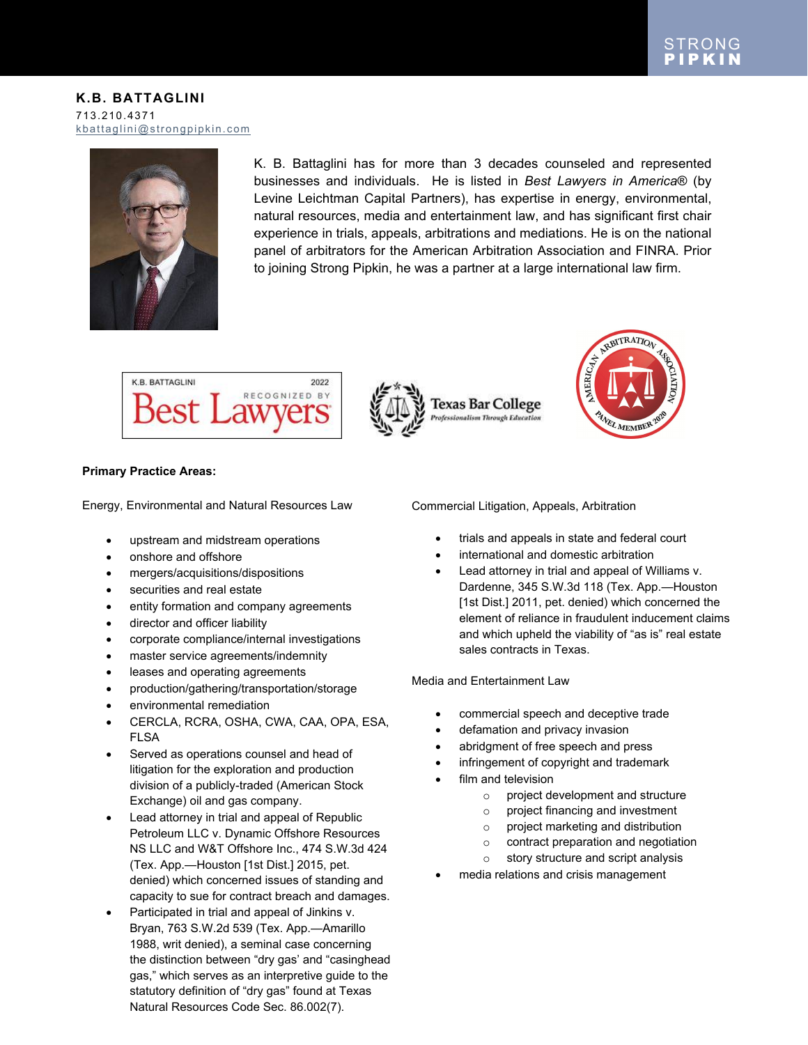# K.B. BATTAGLINI

713.210.4371
kbattaglini@strongpipkin.com

K. B. Battaglini has for more than 3 decades counseled and represented businesses and individuals. He is listed in *Best Lawyers in America®* (by Levine Leichtman Capital Partners), has expertise in energy, environmental, natural resources, media and entertainment law, and has significant first chair experience in trials, appeals, arbitrations and mediations. He is on the national panel of arbitrators for the American Arbitration Association and FINRA. Prior to joining Strong Pipkin, he was a partner at a large international law firm.

**Primary Practice Areas:**

Energy, Environmental and Natural Resources Law

- upstream and midstream operations
- onshore and offshore
- mergers/acquisitions/dispositions
- securities and real estate
- entity formation and company agreements
- director and officer liability
- corporate compliance/internal investigations
- master service agreements/indemnity
- leases and operating agreements
- production/gathering/transportation/storage
- environmental remediation
- CERCLA, RCRA, OSHA, CWA, CAA, OPA, ESA, FLSA
- Served as operations counsel and head of litigation for the exploration and production division of a publicly-traded (American Stock Exchange) oil and gas company.
- Lead attorney in trial and appeal of Republic Petroleum LLC v. Dynamic Offshore Resources NS LLC and W&T Offshore Inc., 474 S.W.3d 424 (Tex. App.—Houston [1st Dist.] 2015, pet. denied) which concerned issues of standing and capacity to sue for contract breach and damages.
- Participated in trial and appeal of Jinkins v. Bryan, 763 S.W.2d 539 (Tex. App.—Amarillo 1988, writ denied), a seminal case concerning the distinction between "dry gas' and "casinghead gas," which serves as an interpretive guide to the statutory definition of "dry gas" found at Texas Natural Resources Code Sec. 86.002(7).

Commercial Litigation, Appeals, Arbitration

- trials and appeals in state and federal court
- international and domestic arbitration
- Lead attorney in trial and appeal of Williams v. Dardenne, 345 S.W.3d 118 (Tex. App.—Houston [1st Dist.] 2011, pet. denied) which concerned the element of reliance in fraudulent inducement claims and which upheld the viability of "as is" real estate sales contracts in Texas.

Media and Entertainment Law

- commercial speech and deceptive trade
- defamation and privacy invasion
- abridgment of free speech and press
- infringement of copyright and trademark
- film and television
  - project development and structure
  - project financing and investment
  - project marketing and distribution
  - contract preparation and negotiation
  - story structure and script analysis
- media relations and crisis management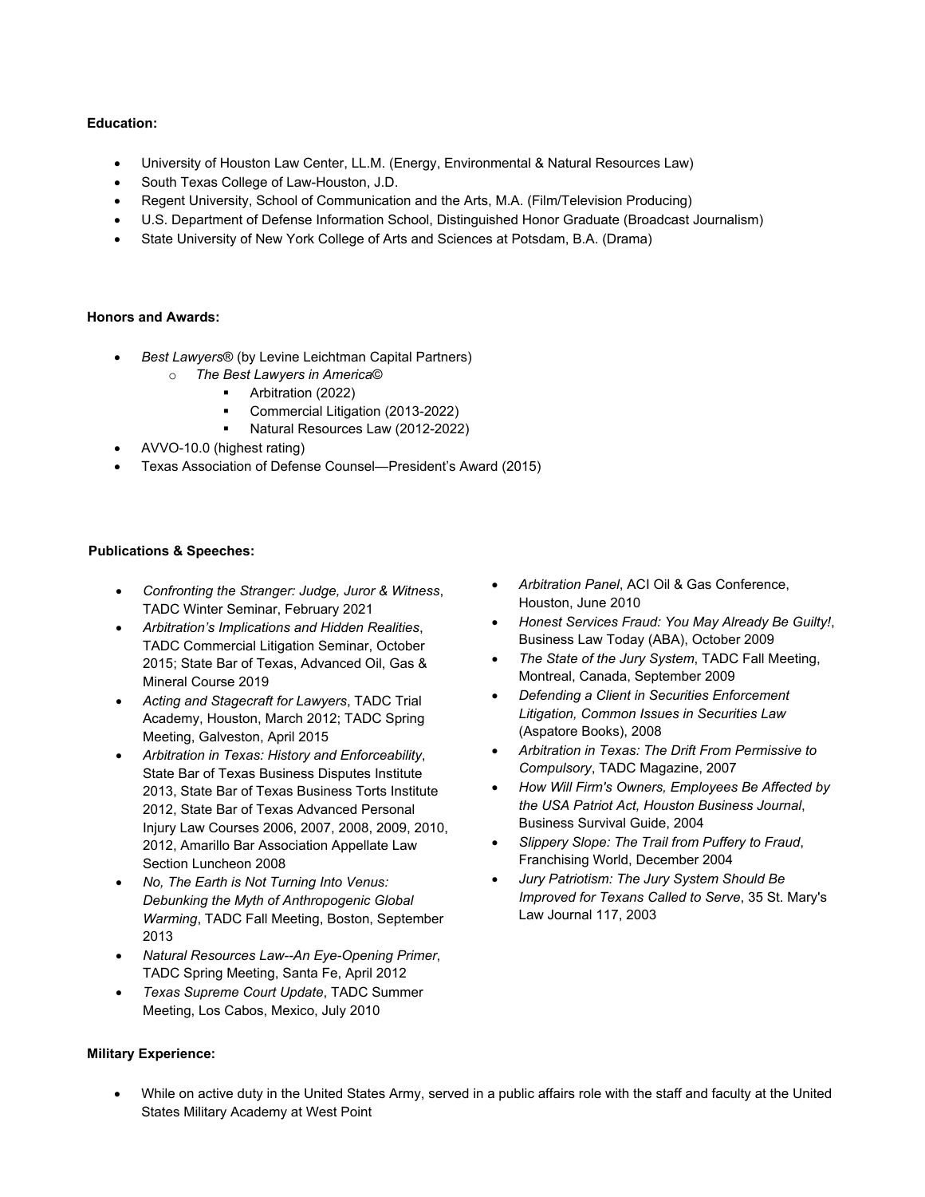**Education:**

- University of Houston Law Center, LL.M. (Energy, Environmental & Natural Resources Law)
- South Texas College of Law-Houston, J.D.
- Regent University, School of Communication and the Arts, M.A. (Film/Television Producing)
- U.S. Department of Defense Information School, Distinguished Honor Graduate (Broadcast Journalism)
- State University of New York College of Arts and Sciences at Potsdam, B.A. (Drama)

**Honors and Awards:**

- *Best Lawyers*® (by Levine Leichtman Capital Partners)
  - *The Best Lawyers in America*©
    - Arbitration (2022)
    - Commercial Litigation (2013-2022)
    - Natural Resources Law (2012-2022)
- AVVO-10.0 (highest rating)
- Texas Association of Defense Counsel—President's Award (2015)

**Publications & Speeches:**

- *Confronting the Stranger: Judge, Juror & Witness*, TADC Winter Seminar, February 2021
- *Arbitration's Implications and Hidden Realities*, TADC Commercial Litigation Seminar, October 2015; State Bar of Texas, Advanced Oil, Gas & Mineral Course 2019
- *Acting and Stagecraft for Lawyers*, TADC Trial Academy, Houston, March 2012; TADC Spring Meeting, Galveston, April 2015
- *Arbitration in Texas: History and Enforceability*, State Bar of Texas Business Disputes Institute 2013, State Bar of Texas Business Torts Institute 2012, State Bar of Texas Advanced Personal Injury Law Courses 2006, 2007, 2008, 2009, 2010, 2012, Amarillo Bar Association Appellate Law Section Luncheon 2008
- *No, The Earth is Not Turning Into Venus: Debunking the Myth of Anthropogenic Global Warming*, TADC Fall Meeting, Boston, September 2013
- *Natural Resources Law--An Eye-Opening Primer*, TADC Spring Meeting, Santa Fe, April 2012
- *Texas Supreme Court Update*, TADC Summer Meeting, Los Cabos, Mexico, July 2010
- *Arbitration Panel*, ACI Oil & Gas Conference, Houston, June 2010
- *Honest Services Fraud: You May Already Be Guilty!*, Business Law Today (ABA), October 2009
- *The State of the Jury System*, TADC Fall Meeting, Montreal, Canada, September 2009
- *Defending a Client in Securities Enforcement Litigation, Common Issues in Securities Law* (Aspatore Books), 2008
- *Arbitration in Texas: The Drift From Permissive to Compulsory*, TADC Magazine, 2007
- *How Will Firm's Owners, Employees Be Affected by the USA Patriot Act, Houston Business Journal*, Business Survival Guide, 2004
- *Slippery Slope: The Trail from Puffery to Fraud*, Franchising World, December 2004
- *Jury Patriotism: The Jury System Should Be Improved for Texans Called to Serve*, 35 St. Mary's Law Journal 117, 2003

**Military Experience:**

- While on active duty in the United States Army, served in a public affairs role with the staff and faculty at the United States Military Academy at West Point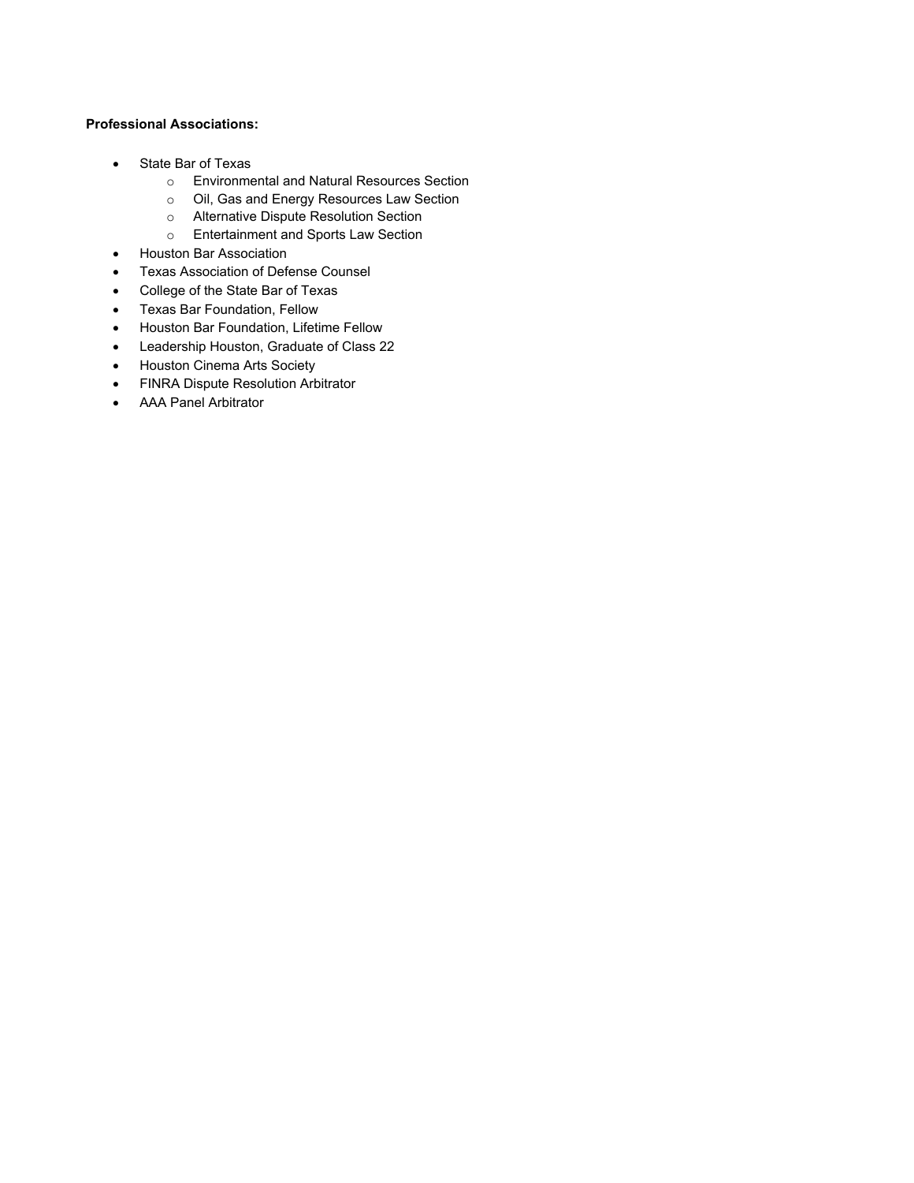**Professional Associations:**

- State Bar of Texas
    - Environmental and Natural Resources Section
    - Oil, Gas and Energy Resources Law Section
    - Alternative Dispute Resolution Section
    - Entertainment and Sports Law Section
- Houston Bar Association
- Texas Association of Defense Counsel
- College of the State Bar of Texas
- Texas Bar Foundation, Fellow
- Houston Bar Foundation, Lifetime Fellow
- Leadership Houston, Graduate of Class 22
- Houston Cinema Arts Society
- FINRA Dispute Resolution Arbitrator
- AAA Panel Arbitrator